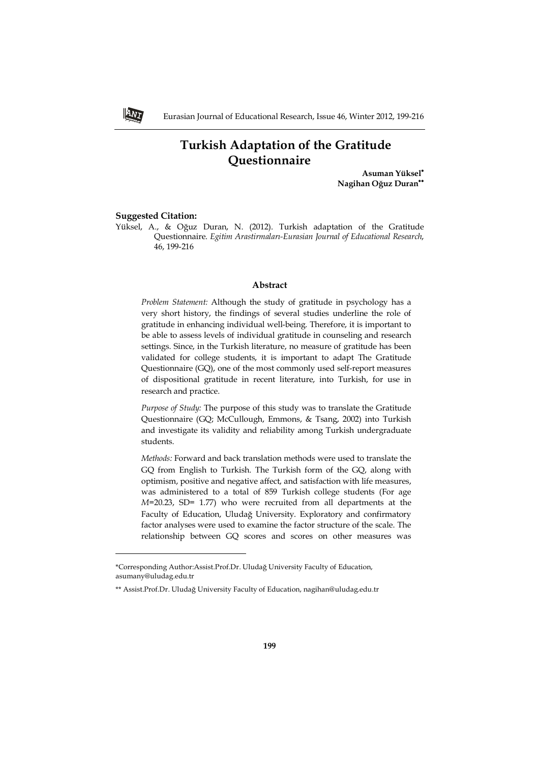# Turkish Adaptation of the Gratitude Questionnaire

**Asuman Yüksel***
**Nagihan Oğuz Duran****

**Suggested Citation:**

Yüksel, A., & Oğuz Duran, N. (2012). Turkish adaptation of the Gratitude Questionnaire. *Egitim Arastirmalari-Eurasian Journal of Educational Research*, 46, 199-216

### Abstract

*Problem Statement:* Although the study of gratitude in psychology has a very short history, the findings of several studies underline the role of gratitude in enhancing individual well-being. Therefore, it is important to be able to assess levels of individual gratitude in counseling and research settings. Since, in the Turkish literature, no measure of gratitude has been validated for college students, it is important to adapt The Gratitude Questionnaire (GQ), one of the most commonly used self-report measures of dispositional gratitude in recent literature, into Turkish, for use in research and practice.

*Purpose of Study:* The purpose of this study was to translate the Gratitude Questionnaire (GQ; McCullough, Emmons, & Tsang, 2002) into Turkish and investigate its validity and reliability among Turkish undergraduate students.

*Methods:* Forward and back translation methods were used to translate the GQ from English to Turkish. The Turkish form of the GQ, along with optimism, positive and negative affect, and satisfaction with life measures, was administered to a total of 859 Turkish college students (For age *M*=20.23, SD= 1.77) who were recruited from all departments at the Faculty of Education, Uludağ University. Exploratory and confirmatory factor analyses were used to examine the factor structure of the scale. The relationship between GQ scores and scores on other measures was

---

*Corresponding Author:Assist.Prof.Dr. Uludağ University Faculty of Education, asumany@uludag.edu.tr

** Assist.Prof.Dr. Uludağ University Faculty of Education, nagihan@uludag.edu.tr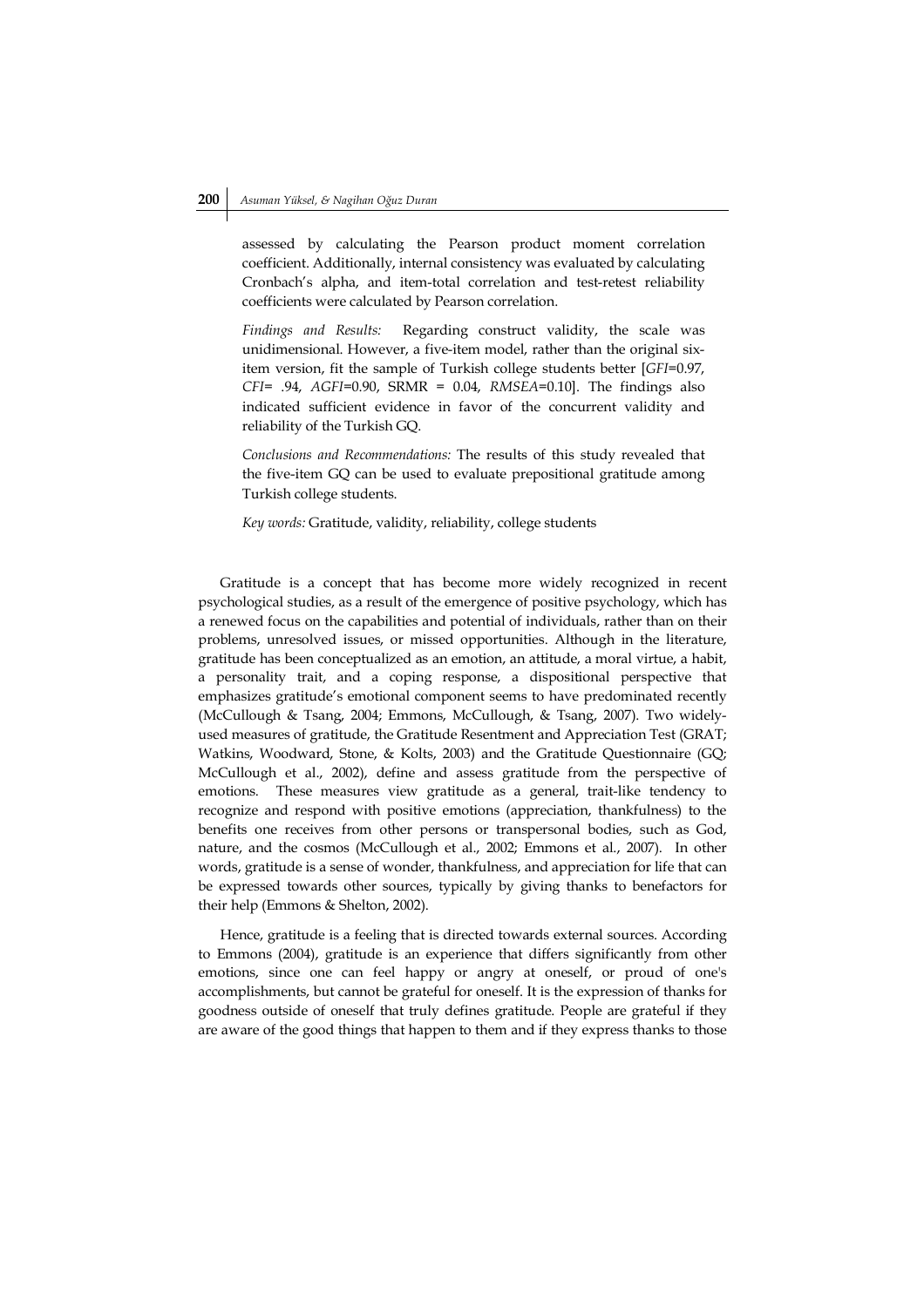assessed by calculating the Pearson product moment correlation coefficient. Additionally, internal consistency was evaluated by calculating Cronbach's alpha, and item-total correlation and test-retest reliability coefficients were calculated by Pearson correlation.

*Findings and Results:* Regarding construct validity, the scale was unidimensional. However, a five-item model, rather than the original six-item version, fit the sample of Turkish college students better [*GFI*=0.97, *CFI*= .94, *AGFI*=0.90, SRMR = 0.04, *RMSEA*=0.10]. The findings also indicated sufficient evidence in favor of the concurrent validity and reliability of the Turkish GQ.

*Conclusions and Recommendations:* The results of this study revealed that the five-item GQ can be used to evaluate prepositional gratitude among Turkish college students.

*Key words:* Gratitude, validity, reliability, college students

Gratitude is a concept that has become more widely recognized in recent psychological studies, as a result of the emergence of positive psychology, which has a renewed focus on the capabilities and potential of individuals, rather than on their problems, unresolved issues, or missed opportunities. Although in the literature, gratitude has been conceptualized as an emotion, an attitude, a moral virtue, a habit, a personality trait, and a coping response, a dispositional perspective that emphasizes gratitude's emotional component seems to have predominated recently (McCullough & Tsang, 2004; Emmons, McCullough, & Tsang, 2007). Two widely-used measures of gratitude, the Gratitude Resentment and Appreciation Test (GRAT; Watkins, Woodward, Stone, & Kolts, 2003) and the Gratitude Questionnaire (GQ; McCullough et al., 2002), define and assess gratitude from the perspective of emotions. These measures view gratitude as a general, trait-like tendency to recognize and respond with positive emotions (appreciation, thankfulness) to the benefits one receives from other persons or transpersonal bodies, such as God, nature, and the cosmos (McCullough et al., 2002; Emmons et al., 2007). In other words, gratitude is a sense of wonder, thankfulness, and appreciation for life that can be expressed towards other sources, typically by giving thanks to benefactors for their help (Emmons & Shelton, 2002).

Hence, gratitude is a feeling that is directed towards external sources. According to Emmons (2004), gratitude is an experience that differs significantly from other emotions, since one can feel happy or angry at oneself, or proud of one's accomplishments, but cannot be grateful for oneself. It is the expression of thanks for goodness outside of oneself that truly defines gratitude. People are grateful if they are aware of the good things that happen to them and if they express thanks to those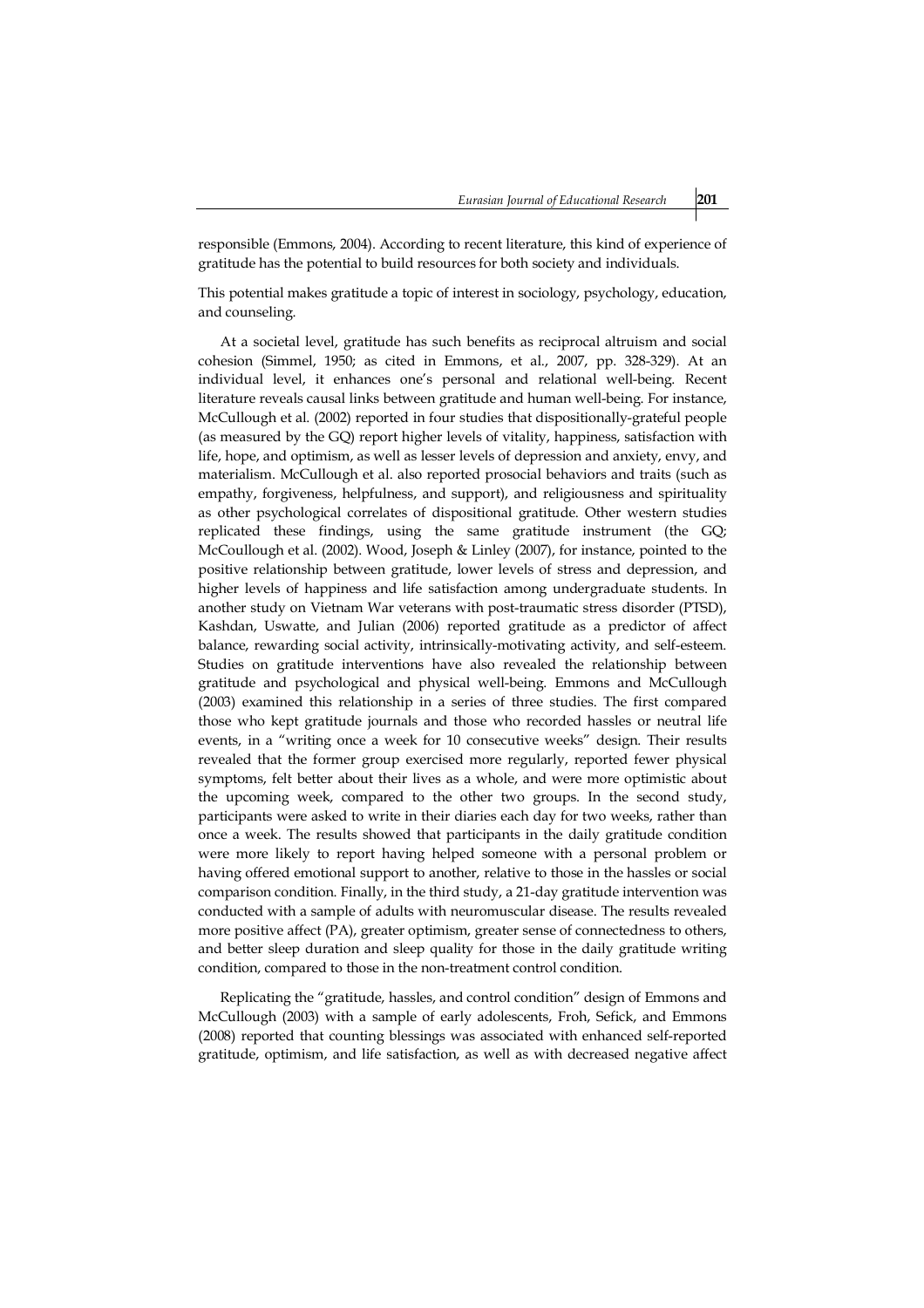responsible (Emmons, 2004). According to recent literature, this kind of experience of gratitude has the potential to build resources for both society and individuals.

This potential makes gratitude a topic of interest in sociology, psychology, education, and counseling.

At a societal level, gratitude has such benefits as reciprocal altruism and social cohesion (Simmel, 1950; as cited in Emmons, et al., 2007, pp. 328-329). At an individual level, it enhances one's personal and relational well-being. Recent literature reveals causal links between gratitude and human well-being. For instance, McCullough et al. (2002) reported in four studies that dispositionally-grateful people (as measured by the GQ) report higher levels of vitality, happiness, satisfaction with life, hope, and optimism, as well as lesser levels of depression and anxiety, envy, and materialism. McCullough et al. also reported prosocial behaviors and traits (such as empathy, forgiveness, helpfulness, and support), and religiousness and spirituality as other psychological correlates of dispositional gratitude. Other western studies replicated these findings, using the same gratitude instrument (the GQ; McCoullough et al. (2002). Wood, Joseph & Linley (2007), for instance, pointed to the positive relationship between gratitude, lower levels of stress and depression, and higher levels of happiness and life satisfaction among undergraduate students. In another study on Vietnam War veterans with post-traumatic stress disorder (PTSD), Kashdan, Uswatte, and Julian (2006) reported gratitude as a predictor of affect balance, rewarding social activity, intrinsically-motivating activity, and self-esteem. Studies on gratitude interventions have also revealed the relationship between gratitude and psychological and physical well-being. Emmons and McCullough (2003) examined this relationship in a series of three studies. The first compared those who kept gratitude journals and those who recorded hassles or neutral life events, in a "writing once a week for 10 consecutive weeks" design. Their results revealed that the former group exercised more regularly, reported fewer physical symptoms, felt better about their lives as a whole, and were more optimistic about the upcoming week, compared to the other two groups. In the second study, participants were asked to write in their diaries each day for two weeks, rather than once a week. The results showed that participants in the daily gratitude condition were more likely to report having helped someone with a personal problem or having offered emotional support to another, relative to those in the hassles or social comparison condition. Finally, in the third study, a 21-day gratitude intervention was conducted with a sample of adults with neuromuscular disease. The results revealed more positive affect (PA), greater optimism, greater sense of connectedness to others, and better sleep duration and sleep quality for those in the daily gratitude writing condition, compared to those in the non-treatment control condition.

Replicating the "gratitude, hassles, and control condition" design of Emmons and McCullough (2003) with a sample of early adolescents, Froh, Sefick, and Emmons (2008) reported that counting blessings was associated with enhanced self-reported gratitude, optimism, and life satisfaction, as well as with decreased negative affect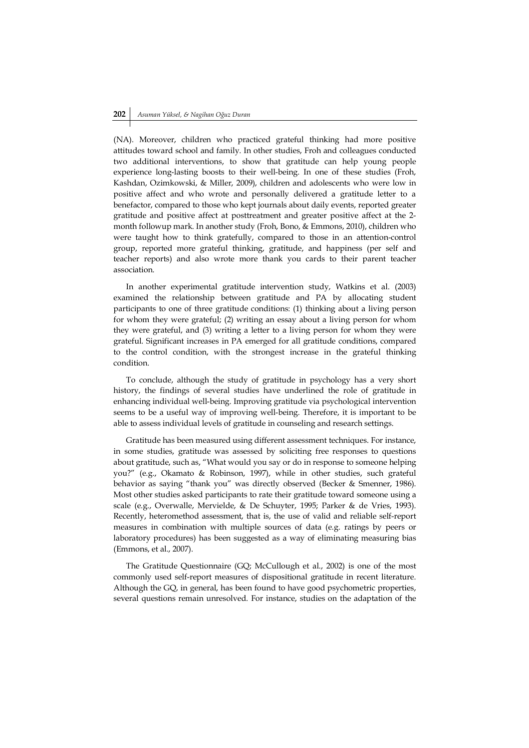(NA). Moreover, children who practiced grateful thinking had more positive attitudes toward school and family. In other studies, Froh and colleagues conducted two additional interventions, to show that gratitude can help young people experience long-lasting boosts to their well-being. In one of these studies (Froh, Kashdan, Ozimkowski, & Miller, 2009), children and adolescents who were low in positive affect and who wrote and personally delivered a gratitude letter to a benefactor, compared to those who kept journals about daily events, reported greater gratitude and positive affect at posttreatment and greater positive affect at the 2-month followup mark. In another study (Froh, Bono, & Emmons, 2010), children who were taught how to think gratefully, compared to those in an attention-control group, reported more grateful thinking, gratitude, and happiness (per self and teacher reports) and also wrote more thank you cards to their parent teacher association.

In another experimental gratitude intervention study, Watkins et al. (2003) examined the relationship between gratitude and PA by allocating student participants to one of three gratitude conditions: (1) thinking about a living person for whom they were grateful; (2) writing an essay about a living person for whom they were grateful, and (3) writing a letter to a living person for whom they were grateful. Significant increases in PA emerged for all gratitude conditions, compared to the control condition, with the strongest increase in the grateful thinking condition.

To conclude, although the study of gratitude in psychology has a very short history, the findings of several studies have underlined the role of gratitude in enhancing individual well-being. Improving gratitude via psychological intervention seems to be a useful way of improving well-being. Therefore, it is important to be able to assess individual levels of gratitude in counseling and research settings.

Gratitude has been measured using different assessment techniques. For instance, in some studies, gratitude was assessed by soliciting free responses to questions about gratitude, such as, "What would you say or do in response to someone helping you?" (e.g., Okamato & Robinson, 1997), while in other studies, such grateful behavior as saying "thank you" was directly observed (Becker & Smenner, 1986). Most other studies asked participants to rate their gratitude toward someone using a scale (e.g., Overwalle, Mervielde, & De Schuyter, 1995; Parker & de Vries, 1993). Recently, heteromethod assessment, that is, the use of valid and reliable self-report measures in combination with multiple sources of data (e.g. ratings by peers or laboratory procedures) has been suggested as a way of eliminating measuring bias (Emmons, et al., 2007).

The Gratitude Questionnaire (GQ; McCullough et al., 2002) is one of the most commonly used self-report measures of dispositional gratitude in recent literature. Although the GQ, in general, has been found to have good psychometric properties, several questions remain unresolved. For instance, studies on the adaptation of the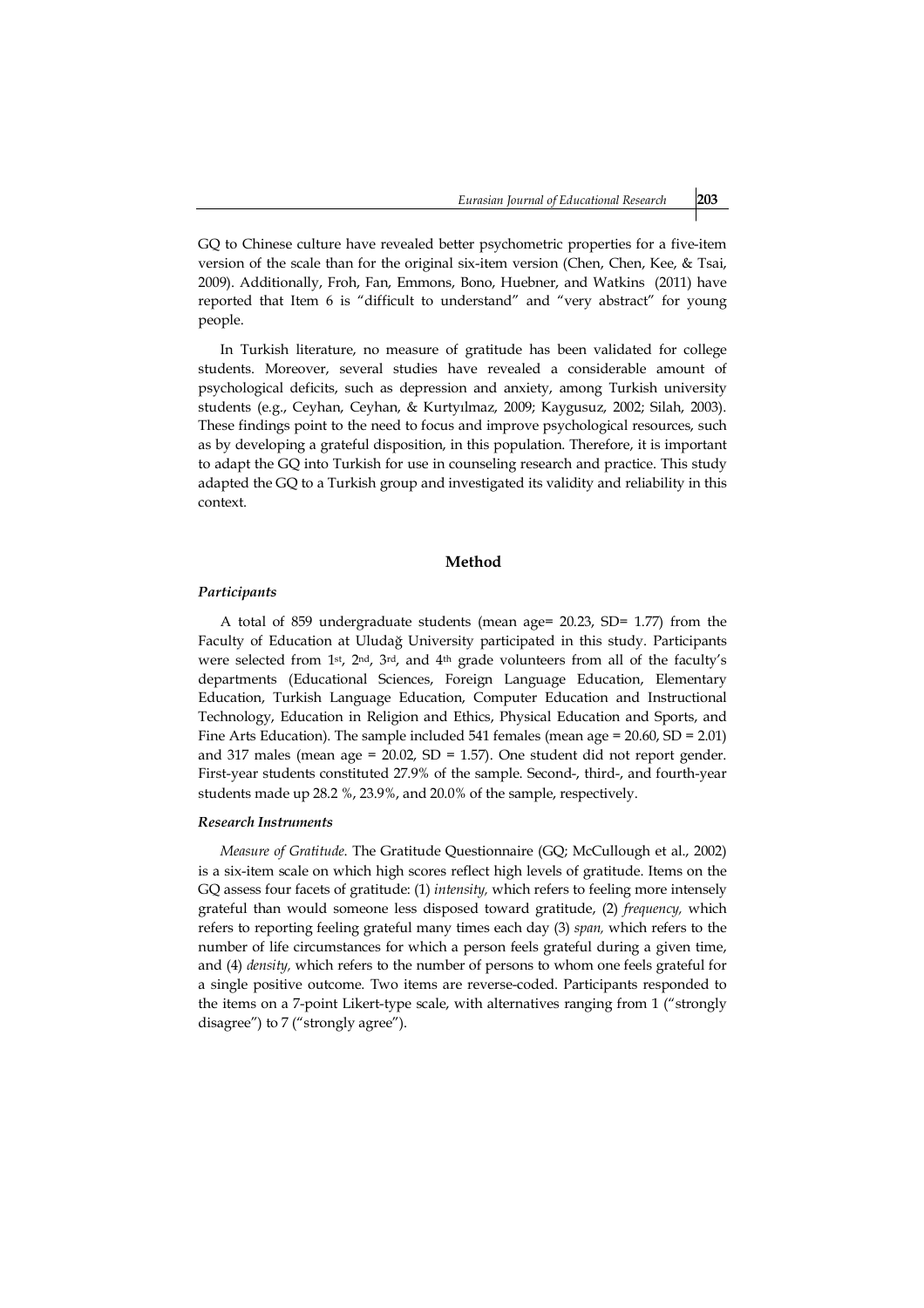GQ to Chinese culture have revealed better psychometric properties for a five-item version of the scale than for the original six-item version (Chen, Chen, Kee, & Tsai, 2009). Additionally, Froh, Fan, Emmons, Bono, Huebner, and Watkins (2011) have reported that Item 6 is "difficult to understand" and "very abstract" for young people.

In Turkish literature, no measure of gratitude has been validated for college students. Moreover, several studies have revealed a considerable amount of psychological deficits, such as depression and anxiety, among Turkish university students (e.g., Ceyhan, Ceyhan, & Kurtyılmaz, 2009; Kaygusuz, 2002; Silah, 2003). These findings point to the need to focus and improve psychological resources, such as by developing a grateful disposition, in this population. Therefore, it is important to adapt the GQ into Turkish for use in counseling research and practice. This study adapted the GQ to a Turkish group and investigated its validity and reliability in this context.

## Method

### *Participants*

A total of 859 undergraduate students (mean age= 20.23, SD= 1.77) from the Faculty of Education at Uludağ University participated in this study. Participants were selected from 1st, 2nd, 3rd, and 4th grade volunteers from all of the faculty's departments (Educational Sciences, Foreign Language Education, Elementary Education, Turkish Language Education, Computer Education and Instructional Technology, Education in Religion and Ethics, Physical Education and Sports, and Fine Arts Education). The sample included 541 females (mean age = 20.60, SD = 2.01) and 317 males (mean age = 20.02, SD = 1.57). One student did not report gender. First-year students constituted 27.9% of the sample. Second-, third-, and fourth-year students made up 28.2 %, 23.9%, and 20.0% of the sample, respectively.

### *Research Instruments*

*Measure of Gratitude.* The Gratitude Questionnaire (GQ; McCullough et al., 2002) is a six-item scale on which high scores reflect high levels of gratitude. Items on the GQ assess four facets of gratitude: (1) *intensity,* which refers to feeling more intensely grateful than would someone less disposed toward gratitude, (2) *frequency,* which refers to reporting feeling grateful many times each day (3) *span,* which refers to the number of life circumstances for which a person feels grateful during a given time, and (4) *density,* which refers to the number of persons to whom one feels grateful for a single positive outcome. Two items are reverse-coded. Participants responded to the items on a 7-point Likert-type scale, with alternatives ranging from 1 ("strongly disagree") to 7 ("strongly agree").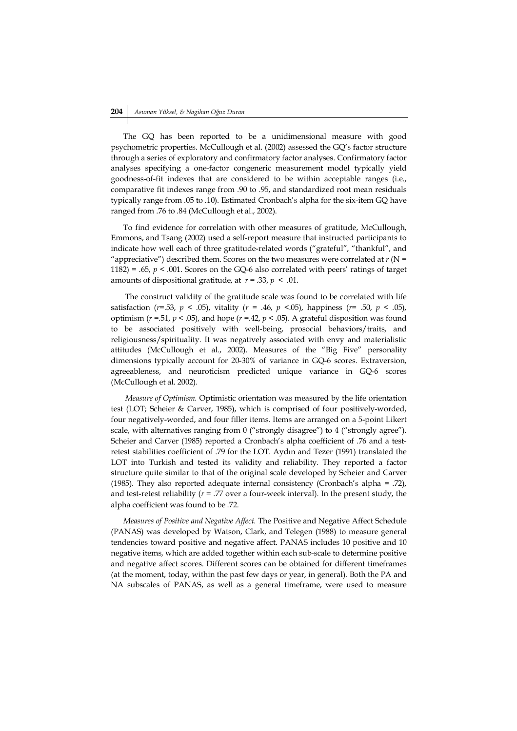The GQ has been reported to be a unidimensional measure with good psychometric properties. McCullough et al. (2002) assessed the GQ's factor structure through a series of exploratory and confirmatory factor analyses. Confirmatory factor analyses specifying a one-factor congeneric measurement model typically yield goodness-of-fit indexes that are considered to be within acceptable ranges (i.e., comparative fit indexes range from .90 to .95, and standardized root mean residuals typically range from .05 to .10). Estimated Cronbach's alpha for the six-item GQ have ranged from .76 to .84 (McCullough et al., 2002).

To find evidence for correlation with other measures of gratitude, McCullough, Emmons, and Tsang (2002) used a self-report measure that instructed participants to indicate how well each of three gratitude-related words ("grateful", "thankful", and "appreciative") described them. Scores on the two measures were correlated at $r$ (N = 1182) = .65, $p < .001$. Scores on the GQ-6 also correlated with peers' ratings of target amounts of dispositional gratitude, at $r = .33$, $p < .01$.

The construct validity of the gratitude scale was found to be correlated with life satisfaction ($r$=.53, $p < .05$), vitality ($r = .46$, $p <.05$), happiness ($r$= .50, $p < .05$), optimism ($r$ =.51, $p < .05$), and hope ($r$ =.42, $p < .05$). A grateful disposition was found to be associated positively with well-being, prosocial behaviors/traits, and religiousness/spirituality. It was negatively associated with envy and materialistic attitudes (McCullough et al., 2002). Measures of the "Big Five" personality dimensions typically account for 20-30% of variance in GQ-6 scores. Extraversion, agreeableness, and neuroticism predicted unique variance in GQ-6 scores (McCullough et al. 2002).

*Measure of Optimism.* Optimistic orientation was measured by the life orientation test (LOT; Scheier & Carver, 1985), which is comprised of four positively-worded, four negatively-worded, and four filler items. Items are arranged on a 5-point Likert scale, with alternatives ranging from 0 ("strongly disagree") to 4 ("strongly agree"). Scheier and Carver (1985) reported a Cronbach's alpha coefficient of .76 and a test-retest stabilities coefficient of .79 for the LOT. Aydın and Tezer (1991) translated the LOT into Turkish and tested its validity and reliability. They reported a factor structure quite similar to that of the original scale developed by Scheier and Carver (1985). They also reported adequate internal consistency (Cronbach's alpha = .72), and test-retest reliability ($r$ = .77 over a four-week interval). In the present study, the alpha coefficient was found to be .72.

*Measures of Positive and Negative Affect.* The Positive and Negative Affect Schedule (PANAS) was developed by Watson, Clark, and Telegen (1988) to measure general tendencies toward positive and negative affect. PANAS includes 10 positive and 10 negative items, which are added together within each sub-scale to determine positive and negative affect scores. Different scores can be obtained for different timeframes (at the moment, today, within the past few days or year, in general). Both the PA and NA subscales of PANAS, as well as a general timeframe, were used to measure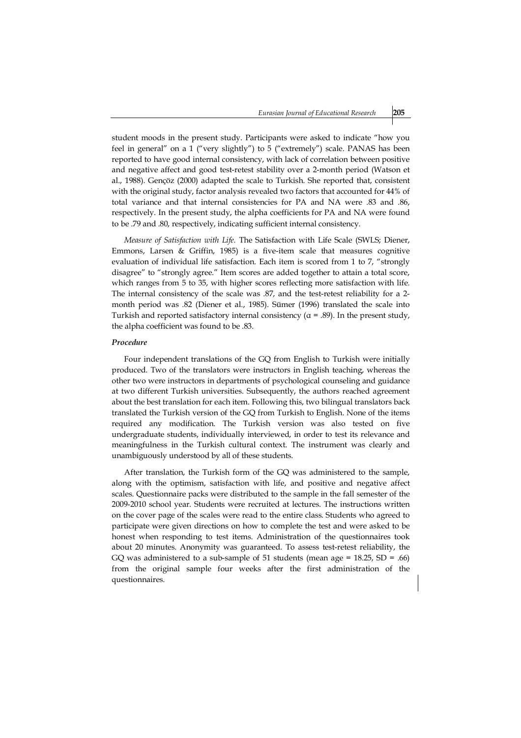student moods in the present study. Participants were asked to indicate "how you feel in general" on a 1 ("very slightly") to 5 ("extremely") scale. PANAS has been reported to have good internal consistency, with lack of correlation between positive and negative affect and good test-retest stability over a 2-month period (Watson et al., 1988). Gençöz (2000) adapted the scale to Turkish. She reported that, consistent with the original study, factor analysis revealed two factors that accounted for 44% of total variance and that internal consistencies for PA and NA were .83 and .86, respectively. In the present study, the alpha coefficients for PA and NA were found to be .79 and .80, respectively, indicating sufficient internal consistency.

*Measure of Satisfaction with Life.* The Satisfaction with Life Scale (SWLS; Diener, Emmons, Larsen & Griffin, 1985) is a five-item scale that measures cognitive evaluation of individual life satisfaction. Each item is scored from 1 to 7, "strongly disagree" to "strongly agree." Item scores are added together to attain a total score, which ranges from 5 to 35, with higher scores reflecting more satisfaction with life. The internal consistency of the scale was .87, and the test-retest reliability for a 2-month period was .82 (Diener et al., 1985). Sümer (1996) translated the scale into Turkish and reported satisfactory internal consistency ($\alpha = .89$). In the present study, the alpha coefficient was found to be .83.

### *Procedure*

Four independent translations of the GQ from English to Turkish were initially produced. Two of the translators were instructors in English teaching, whereas the other two were instructors in departments of psychological counseling and guidance at two different Turkish universities. Subsequently, the authors reached agreement about the best translation for each item. Following this, two bilingual translators back translated the Turkish version of the GQ from Turkish to English. None of the items required any modification. The Turkish version was also tested on five undergraduate students, individually interviewed, in order to test its relevance and meaningfulness in the Turkish cultural context. The instrument was clearly and unambiguously understood by all of these students.

After translation, the Turkish form of the GQ was administered to the sample, along with the optimism, satisfaction with life, and positive and negative affect scales. Questionnaire packs were distributed to the sample in the fall semester of the 2009-2010 school year. Students were recruited at lectures. The instructions written on the cover page of the scales were read to the entire class. Students who agreed to participate were given directions on how to complete the test and were asked to be honest when responding to test items. Administration of the questionnaires took about 20 minutes. Anonymity was guaranteed. To assess test-retest reliability, the GQ was administered to a sub-sample of 51 students (mean age = 18.25, SD = .66) from the original sample four weeks after the first administration of the questionnaires.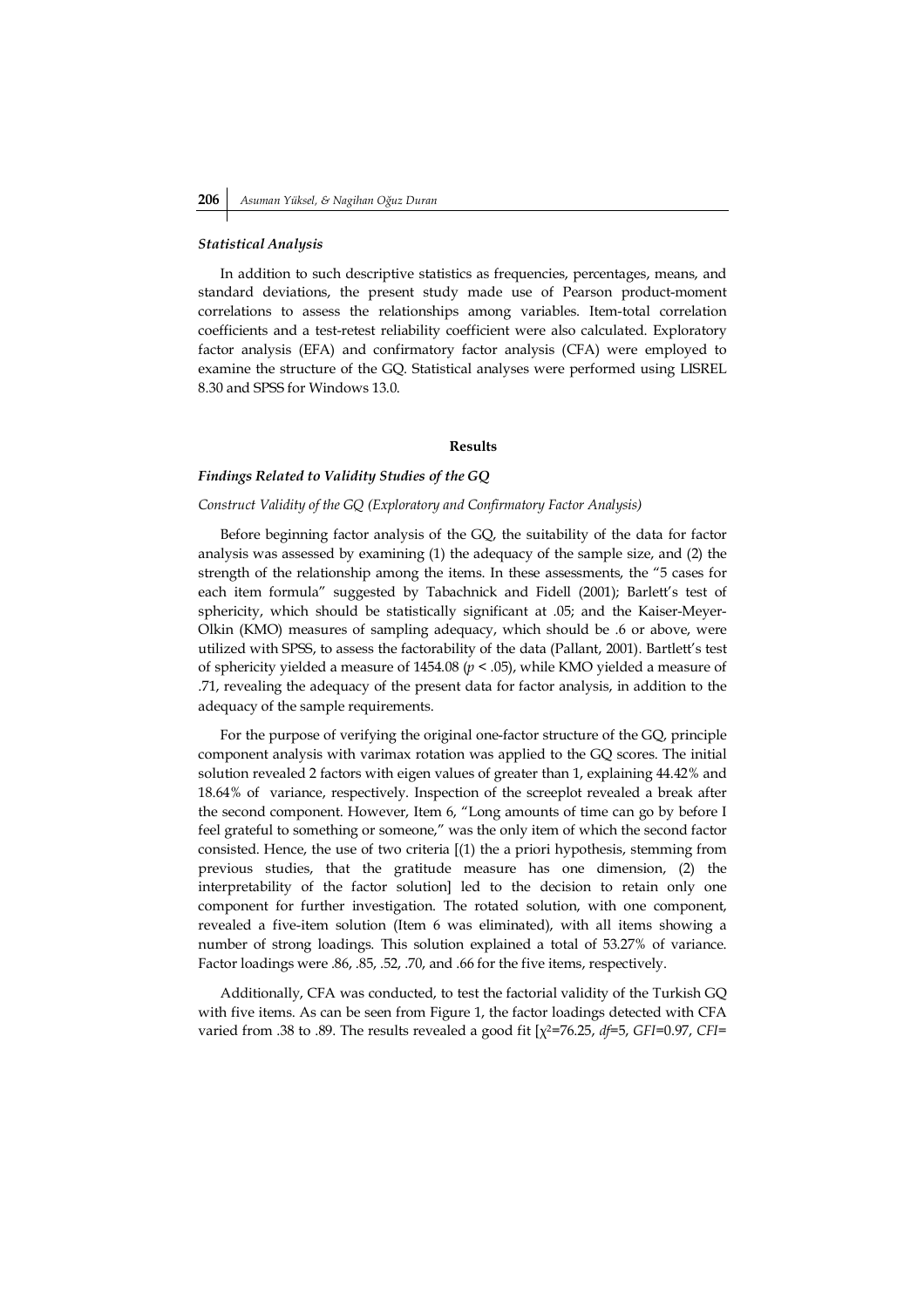### *Statistical Analysis*

In addition to such descriptive statistics as frequencies, percentages, means, and standard deviations, the present study made use of Pearson product-moment correlations to assess the relationships among variables. Item-total correlation coefficients and a test-retest reliability coefficient were also calculated. Exploratory factor analysis (EFA) and confirmatory factor analysis (CFA) were employed to examine the structure of the GQ. Statistical analyses were performed using LISREL 8.30 and SPSS for Windows 13.0.

## Results

### *Findings Related to Validity Studies of the GQ*

*Construct Validity of the GQ (Exploratory and Confirmatory Factor Analysis)*

Before beginning factor analysis of the GQ, the suitability of the data for factor analysis was assessed by examining (1) the adequacy of the sample size, and (2) the strength of the relationship among the items. In these assessments, the "5 cases for each item formula" suggested by Tabachnick and Fidell (2001); Barlett's test of sphericity, which should be statistically significant at .05; and the Kaiser-Meyer-Olkin (KMO) measures of sampling adequacy, which should be .6 or above, were utilized with SPSS, to assess the factorability of the data (Pallant, 2001). Bartlett's test of sphericity yielded a measure of 1454.08 ($p < .05$), while KMO yielded a measure of .71, revealing the adequacy of the present data for factor analysis, in addition to the adequacy of the sample requirements.

For the purpose of verifying the original one-factor structure of the GQ, principle component analysis with varimax rotation was applied to the GQ scores. The initial solution revealed 2 factors with eigen values of greater than 1, explaining 44.42% and 18.64% of variance, respectively. Inspection of the screeplot revealed a break after the second component. However, Item 6, "Long amounts of time can go by before I feel grateful to something or someone," was the only item of which the second factor consisted. Hence, the use of two criteria [(1) the a priori hypothesis, stemming from previous studies, that the gratitude measure has one dimension, (2) the interpretability of the factor solution] led to the decision to retain only one component for further investigation. The rotated solution, with one component, revealed a five-item solution (Item 6 was eliminated), with all items showing a number of strong loadings. This solution explained a total of 53.27% of variance. Factor loadings were .86, .85, .52, .70, and .66 for the five items, respectively.

Additionally, CFA was conducted, to test the factorial validity of the Turkish GQ with five items. As can be seen from Figure 1, the factor loadings detected with CFA varied from .38 to .89. The results revealed a good fit [$\chi^2$=76.25, *df*=5, *GFI*=0.97, *CFI*=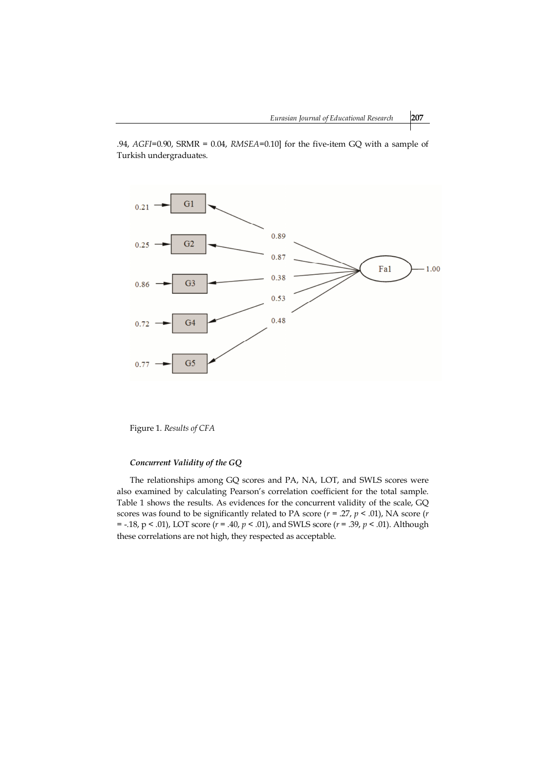.94, *AGFI*=0.90, SRMR = 0.04, *RMSEA*=0.10] for the five-item GQ with a sample of Turkish undergraduates.

Figure 1. *Results of CFA*

#### *Concurrent Validity of the GQ*

The relationships among GQ scores and PA, NA, LOT, and SWLS scores were also examined by calculating Pearson's correlation coefficient for the total sample. Table 1 shows the results. As evidences for the concurrent validity of the scale, GQ scores was found to be significantly related to PA score ($r$ = .27, $p$ < .01), NA score ($r$ = -.18, p < .01), LOT score ($r$ = .40, $p$ < .01), and SWLS score ($r$ = .39, $p$ < .01). Although these correlations are not high, they respected as acceptable.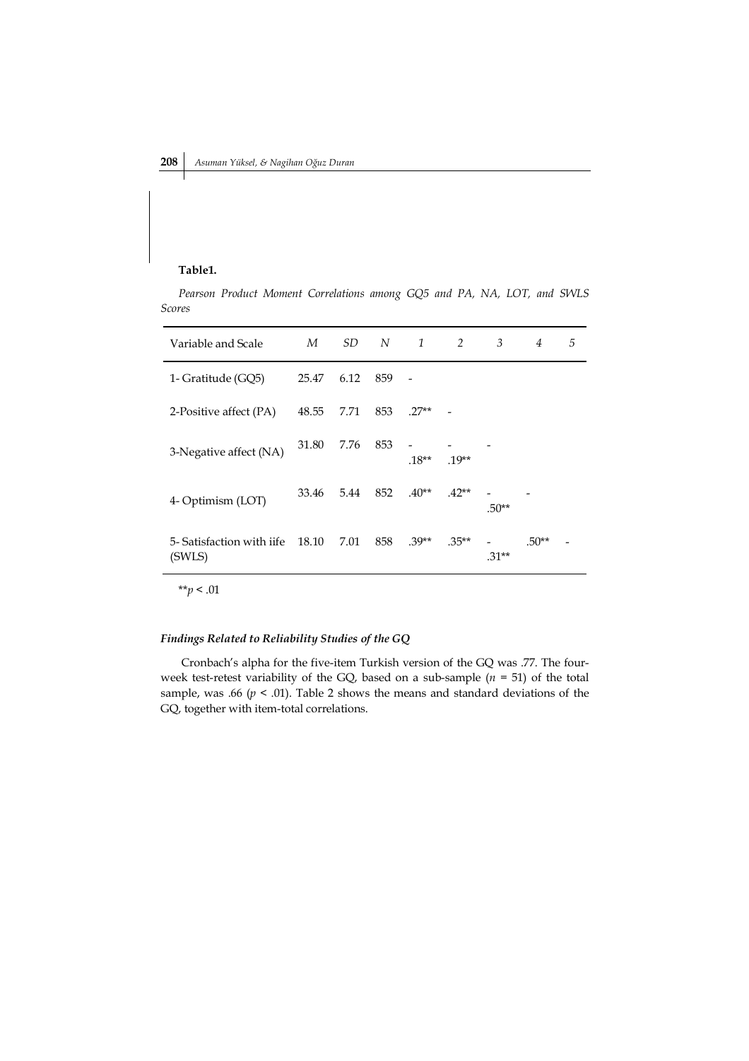**Table1.**

*Pearson Product Moment Correlations among GQ5 and PA, NA, LOT, and SWLS Scores*

| Variable and Scale | *M* | *SD* | *N* | *1* | *2* | *3* | *4* | *5* |
|---|---|---|---|---|---|---|---|---|
| 1- Gratitude (GQ5) | 25.47 | 6.12 | 859 | - | | | | |
| 2-Positive affect (PA) | 48.55 | 7.71 | 853 | .27** | - | | | |
| 3-Negative affect (NA) | 31.80 | 7.76 | 853 | -.18** | -.19** | - | | |
| 4- Optimism (LOT) | 33.46 | 5.44 | 852 | .40** | .42** | -.50** | - | |
| 5- Satisfaction with iife (SWLS) | 18.10 | 7.01 | 858 | .39** | .35** | -.31** | .50** | - |

**$p < .01$

### *Findings Related to Reliability Studies of the GQ*

Cronbach's alpha for the five-item Turkish version of the GQ was .77. The four-week test-retest variability of the GQ, based on a sub-sample ($n$ = 51) of the total sample, was .66 ($p < .01$). Table 2 shows the means and standard deviations of the GQ, together with item-total correlations.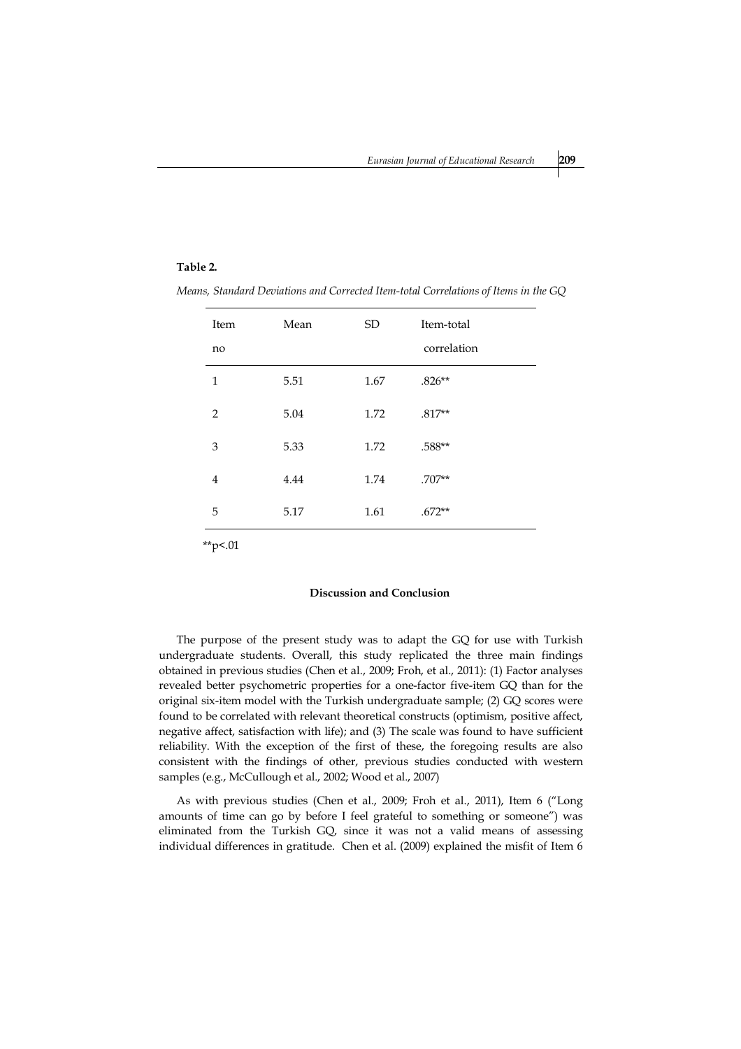**Table 2.**

*Means, Standard Deviations and Corrected Item-total Correlations of Items in the GQ*

| Item no | Mean | SD | Item-total correlation |
|---|---|---|---|
| 1 | 5.51 | 1.67 | .826** |
| 2 | 5.04 | 1.72 | .817** |
| 3 | 5.33 | 1.72 | .588** |
| 4 | 4.44 | 1.74 | .707** |
| 5 | 5.17 | 1.61 | .672** |

**p<.01

### Discussion and Conclusion

The purpose of the present study was to adapt the GQ for use with Turkish undergraduate students. Overall, this study replicated the three main findings obtained in previous studies (Chen et al., 2009; Froh, et al., 2011): (1) Factor analyses revealed better psychometric properties for a one-factor five-item GQ than for the original six-item model with the Turkish undergraduate sample; (2) GQ scores were found to be correlated with relevant theoretical constructs (optimism, positive affect, negative affect, satisfaction with life); and (3) The scale was found to have sufficient reliability. With the exception of the first of these, the foregoing results are also consistent with the findings of other, previous studies conducted with western samples (e.g., McCullough et al., 2002; Wood et al., 2007)

As with previous studies (Chen et al., 2009; Froh et al., 2011), Item 6 ("Long amounts of time can go by before I feel grateful to something or someone") was eliminated from the Turkish GQ, since it was not a valid means of assessing individual differences in gratitude. Chen et al. (2009) explained the misfit of Item 6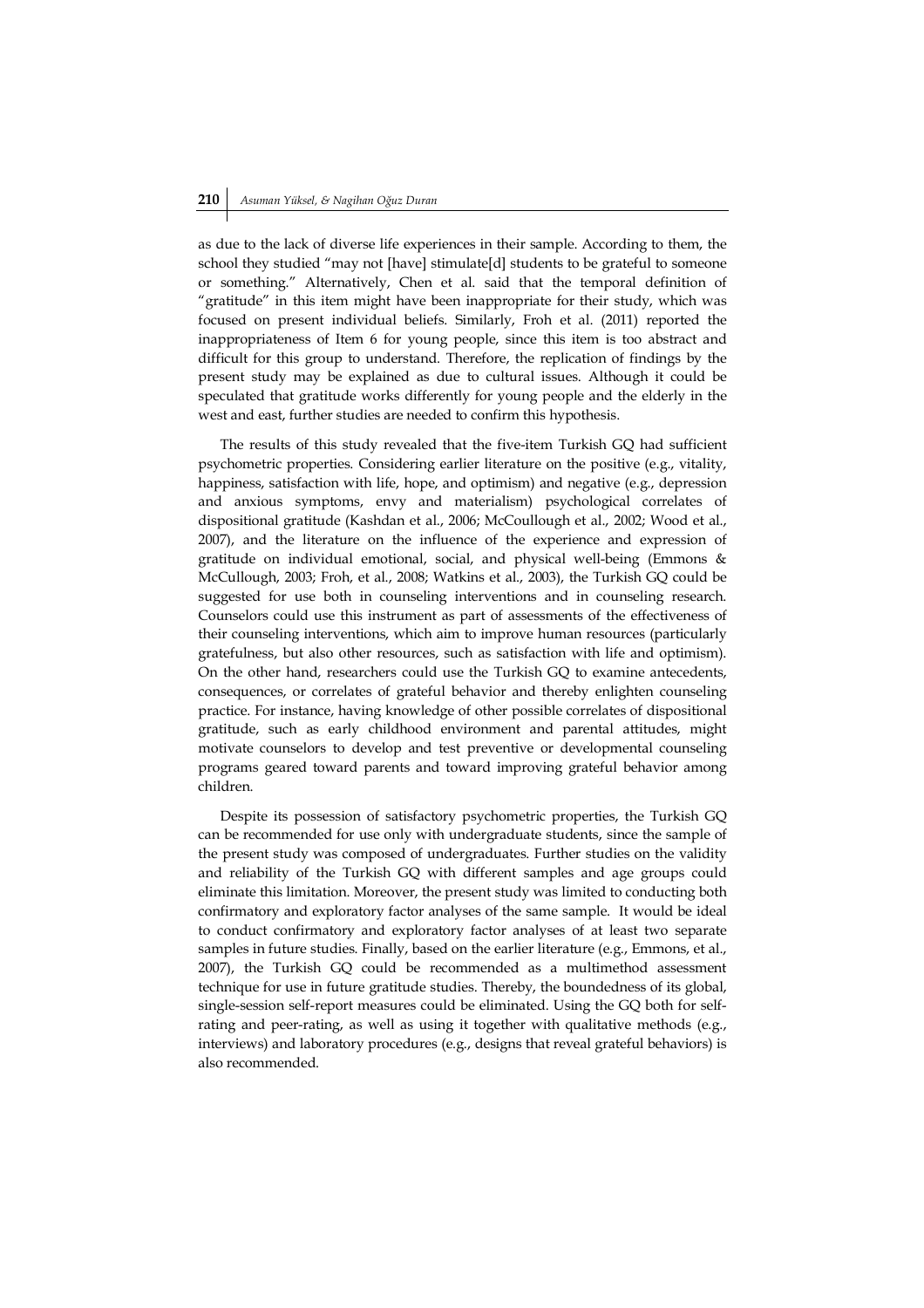as due to the lack of diverse life experiences in their sample. According to them, the school they studied "may not [have] stimulate[d] students to be grateful to someone or something." Alternatively, Chen et al. said that the temporal definition of "gratitude" in this item might have been inappropriate for their study, which was focused on present individual beliefs. Similarly, Froh et al. (2011) reported the inappropriateness of Item 6 for young people, since this item is too abstract and difficult for this group to understand. Therefore, the replication of findings by the present study may be explained as due to cultural issues. Although it could be speculated that gratitude works differently for young people and the elderly in the west and east, further studies are needed to confirm this hypothesis.

The results of this study revealed that the five-item Turkish GQ had sufficient psychometric properties. Considering earlier literature on the positive (e.g., vitality, happiness, satisfaction with life, hope, and optimism) and negative (e.g., depression and anxious symptoms, envy and materialism) psychological correlates of dispositional gratitude (Kashdan et al., 2006; McCoullough et al., 2002; Wood et al., 2007), and the literature on the influence of the experience and expression of gratitude on individual emotional, social, and physical well-being (Emmons & McCullough, 2003; Froh, et al., 2008; Watkins et al., 2003), the Turkish GQ could be suggested for use both in counseling interventions and in counseling research. Counselors could use this instrument as part of assessments of the effectiveness of their counseling interventions, which aim to improve human resources (particularly gratefulness, but also other resources, such as satisfaction with life and optimism). On the other hand, researchers could use the Turkish GQ to examine antecedents, consequences, or correlates of grateful behavior and thereby enlighten counseling practice. For instance, having knowledge of other possible correlates of dispositional gratitude, such as early childhood environment and parental attitudes, might motivate counselors to develop and test preventive or developmental counseling programs geared toward parents and toward improving grateful behavior among children.

Despite its possession of satisfactory psychometric properties, the Turkish GQ can be recommended for use only with undergraduate students, since the sample of the present study was composed of undergraduates. Further studies on the validity and reliability of the Turkish GQ with different samples and age groups could eliminate this limitation. Moreover, the present study was limited to conducting both confirmatory and exploratory factor analyses of the same sample. It would be ideal to conduct confirmatory and exploratory factor analyses of at least two separate samples in future studies. Finally, based on the earlier literature (e.g., Emmons, et al., 2007), the Turkish GQ could be recommended as a multimethod assessment technique for use in future gratitude studies. Thereby, the boundedness of its global, single-session self-report measures could be eliminated. Using the GQ both for self-rating and peer-rating, as well as using it together with qualitative methods (e.g., interviews) and laboratory procedures (e.g., designs that reveal grateful behaviors) is also recommended.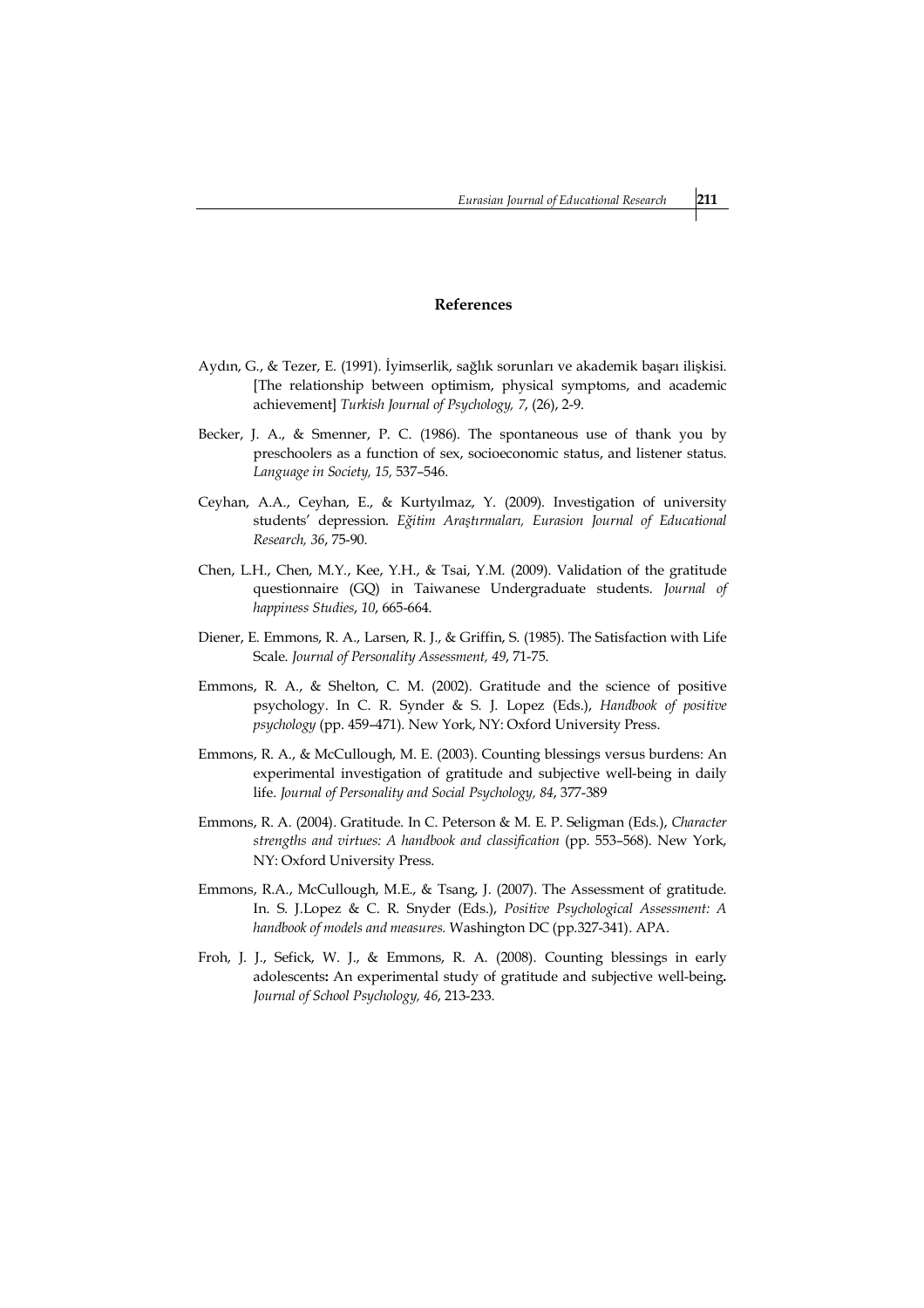## References

Aydın, G., & Tezer, E. (1991). İyimserlik, sağlık sorunları ve akademik başarı ilişkisi. [The relationship between optimism, physical symptoms, and academic achievement] *Turkish Journal of Psychology, 7*, (26), 2-9.

Becker, J. A., & Smenner, P. C. (1986). The spontaneous use of thank you by preschoolers as a function of sex, socioeconomic status, and listener status. *Language in Society, 15,* 537–546.

Ceyhan, A.A., Ceyhan, E., & Kurtyılmaz, Y. (2009). Investigation of university students' depression. *Eğitim Araştırmaları, Eurasion Journal of Educational Research, 36*, 75-90.

Chen, L.H., Chen, M.Y., Kee, Y.H., & Tsai, Y.M. (2009). Validation of the gratitude questionnaire (GQ) in Taiwanese Undergraduate students. *Journal of happiness Studies*, *10*, 665-664.

Diener, E. Emmons, R. A., Larsen, R. J., & Griffin, S. (1985). The Satisfaction with Life Scale. *Journal of Personality Assessment, 49*, 71-75.

Emmons, R. A., & Shelton, C. M. (2002). Gratitude and the science of positive psychology. In C. R. Synder & S. J. Lopez (Eds.), *Handbook of positive psychology* (pp. 459–471). New York, NY: Oxford University Press.

Emmons, R. A., & McCullough, M. E. (2003). Counting blessings versus burdens: An experimental investigation of gratitude and subjective well-being in daily life. *Journal of Personality and Social Psychology, 84*, 377-389

Emmons, R. A. (2004). Gratitude. In C. Peterson & M. E. P. Seligman (Eds.), *Character strengths and virtues: A handbook and classification* (pp. 553–568). New York, NY: Oxford University Press.

Emmons, R.A., McCullough, M.E., & Tsang, J. (2007). The Assessment of gratitude. In. S. J.Lopez & C. R. Snyder (Eds.), *Positive Psychological Assessment: A handbook of models and measures.* Washington DC (pp.327-341). APA.

Froh, J. J., Sefick, W. J., & Emmons, R. A. (2008). Counting blessings in early adolescents**:** An experimental study of gratitude and subjective well-being**.** *Journal of School Psychology, 46*, 213-233.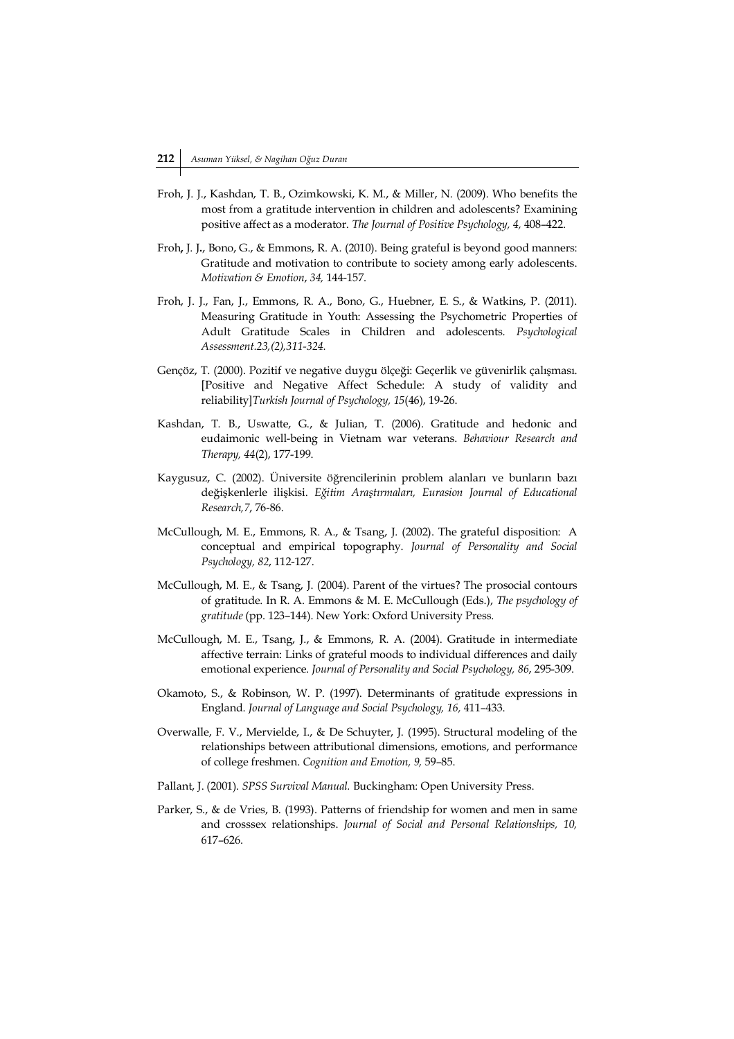Froh, J. J., Kashdan, T. B., Ozimkowski, K. M., & Miller, N. (2009). Who benefits the most from a gratitude intervention in children and adolescents? Examining positive affect as a moderator. *The Journal of Positive Psychology, 4,* 408–422.

Froh, J. J., Bono, G., & Emmons, R. A. (2010). Being grateful is beyond good manners: Gratitude and motivation to contribute to society among early adolescents. *Motivation & Emotion*, *34,* 144-157.

Froh, J. J., Fan, J., Emmons, R. A., Bono, G., Huebner, E. S., & Watkins, P. (2011). Measuring Gratitude in Youth: Assessing the Psychometric Properties of Adult Gratitude Scales in Children and adolescents. *Psychological Assessment.23,(2),311-324.*

Gençöz, T. (2000). Pozitif ve negative duygu ölçeği: Geçerlik ve güvenirlik çalışması. [Positive and Negative Affect Schedule: A study of validity and reliability]*Turkish Journal of Psychology, 15*(46), 19-26.

Kashdan, T. B., Uswatte, G., & Julian, T. (2006). Gratitude and hedonic and eudaimonic well-being in Vietnam war veterans. *Behaviour Research and Therapy, 44*(2), 177-199.

Kaygusuz, C. (2002). Üniversite öğrencilerinin problem alanları ve bunların bazı değişkenlerle ilişkisi. *Eğitim Araştırmaları, Eurasion Journal of Educational Research,7*, 76-86.

McCullough, M. E., Emmons, R. A., & Tsang, J. (2002). The grateful disposition: A conceptual and empirical topography. *Journal of Personality and Social Psychology, 82*, 112-127.

McCullough, M. E., & Tsang, J. (2004). Parent of the virtues? The prosocial contours of gratitude. In R. A. Emmons & M. E. McCullough (Eds.), *The psychology of gratitude* (pp. 123–144). New York: Oxford University Press.

McCullough, M. E., Tsang, J., & Emmons, R. A. (2004). Gratitude in intermediate affective terrain: Links of grateful moods to individual differences and daily emotional experience. *Journal of Personality and Social Psychology, 86*, 295-309.

Okamoto, S., & Robinson, W. P. (1997). Determinants of gratitude expressions in England. *Journal of Language and Social Psychology, 16,* 411–433.

Overwalle, F. V., Mervielde, I., & De Schuyter, J. (1995). Structural modeling of the relationships between attributional dimensions, emotions, and performance of college freshmen. *Cognition and Emotion, 9,* 59–85.

Pallant, J. (2001). *SPSS Survival Manual.* Buckingham: Open University Press.

Parker, S., & de Vries, B. (1993). Patterns of friendship for women and men in same and crosssex relationships. *Journal of Social and Personal Relationships, 10,* 617–626.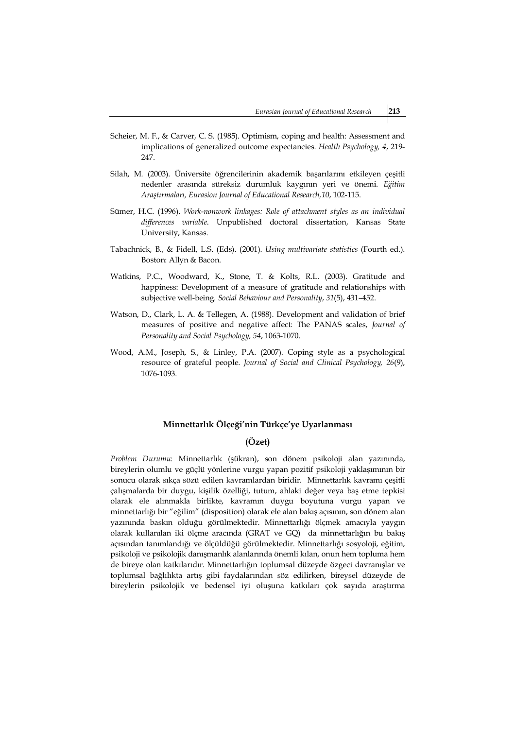Scheier, M. F., & Carver, C. S. (1985). Optimism, coping and health: Assessment and implications of generalized outcome expectancies. *Health Psychology, 4*, 219-247.

Silah, M. (2003). Üniversite öğrencilerinin akademik başarılarını etkileyen çeşitli nedenler arasında süreksiz durumluk kaygının yeri ve önemi. *Eğitim Araştırmaları, Eurasion Journal of Educational Research,10*, 102-115.

Sümer, H.C. (1996). *Work-nonwork linkages: Role of attachment styles as an individual differences variable.* Unpublished doctoral dissertation, Kansas State University, Kansas.

Tabachnick, B., & Fidell, L.S. (Eds). (2001). *Using multivariate statistics* (Fourth ed.). Boston: Allyn & Bacon.

Watkins, P.C., Woodward, K., Stone, T. & Kolts, R.L. (2003). Gratitude and happiness: Development of a measure of gratitude and relationships with subjective well-being. *Social Behaviour and Personality*, *31*(5), 431–452.

Watson, D., Clark, L. A. & Tellegen, A. (1988). Development and validation of brief measures of positive and negative affect: The PANAS scales, *Journal of Personality and Social Psychology, 54*, 1063-1070.

Wood, A.M., Joseph, S., & Linley, P.A. (2007). Coping style as a psychological resource of grateful people. *Journal of Social and Clinical Psychology, 26*(9), 1076-1093.

## Minnettarlık Ölçeği'nin Türkçe'ye Uyarlanması

### (Özet)

*Problem Durumu*: Minnettarlık (şükran), son dönem psikoloji alan yazınında, bireylerin olumlu ve güçlü yönlerine vurgu yapan pozitif psikoloji yaklaşımının bir sonucu olarak sıkça sözü edilen kavramlardan biridir. Minnettarlık kavramı çeşitli çalışmalarda bir duygu, kişilik özelliği, tutum, ahlaki değer veya baş etme tepkisi olarak ele alınmakla birlikte, kavramın duygu boyutuna vurgu yapan ve minnettarlığı bir "eğilim" (disposition) olarak ele alan bakış açısının, son dönem alan yazınında baskın olduğu görülmektedir. Minnettarlığı ölçmek amacıyla yaygın olarak kullanılan iki ölçme aracında (GRAT ve GQ) da minnettarlığın bu bakış açısından tanımlandığı ve ölçüldüğü görülmektedir. Minnettarlığı sosyoloji, eğitim, psikoloji ve psikolojik danışmanlık alanlarında önemli kılan, onun hem topluma hem de bireye olan katkılarıdır. Minnettarlığın toplumsal düzeyde özgeci davranışlar ve toplumsal bağlılıkta artış gibi faydalarından söz edilirken, bireysel düzeyde de bireylerin psikolojik ve bedensel iyi oluşuna katkıları çok sayıda araştırma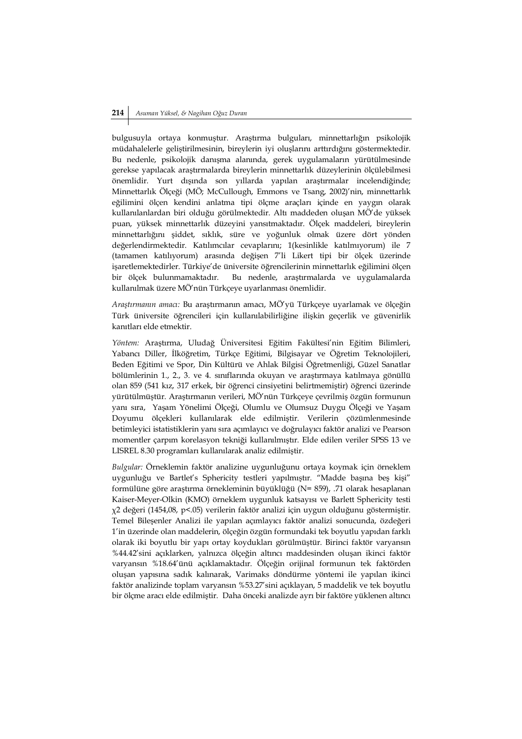bulgusuyla ortaya konmuştur. Araştırma bulguları, minnettarlığın psikolojik müdahalelerle geliştirilmesinin, bireylerin iyi oluşlarını arttırdığını göstermektedir. Bu nedenle, psikolojik danışma alanında, gerek uygulamaların yürütülmesinde gerekse yapılacak araştırmalarda bireylerin minnettarlık düzeylerinin ölçülebilmesi önemlidir. Yurt dışında son yıllarda yapılan araştırmalar incelendiğinde; Minnettarlık Ölçeği (MÖ; McCullough, Emmons ve Tsang, 2002)'nin, minnettarlık eğilimini ölçen kendini anlatma tipi ölçme araçları içinde en yaygın olarak kullanılanlardan biri olduğu görülmektedir. Altı maddeden oluşan MÖ'de yüksek puan, yüksek minnettarlık düzeyini yansıtmaktadır. Ölçek maddeleri, bireylerin minnettarlığını şiddet, sıklık, süre ve yoğunluk olmak üzere dört yönden değerlendirmektedir. Katılımcılar cevaplarını; 1(kesinlikle katılmıyorum) ile 7 (tamamen katılıyorum) arasında değişen 7'li Likert tipi bir ölçek üzerinde işaretlemektedirler. Türkiye'de üniversite öğrencilerinin minnettarlık eğilimini ölçen bir ölçek bulunmamaktadır. Bu nedenle, araştırmalarda ve uygulamalarda kullanılmak üzere MÖ'nün Türkçeye uyarlanması önemlidir.

*Araştırmanın amacı:* Bu araştırmanın amacı, MÖ'yü Türkçeye uyarlamak ve ölçeğin Türk üniversite öğrencileri için kullanılabilirliğine ilişkin geçerlik ve güvenirlik kanıtları elde etmektir.

*Yöntem:* Araştırma, Uludağ Üniversitesi Eğitim Fakültesi'nin Eğitim Bilimleri, Yabancı Diller, İlköğretim, Türkçe Eğitimi, Bilgisayar ve Öğretim Teknolojileri, Beden Eğitimi ve Spor, Din Kültürü ve Ahlak Bilgisi Öğretmenliği, Güzel Sanatlar bölümlerinin 1., 2., 3. ve 4. sınıflarında okuyan ve araştırmaya katılmaya gönüllü olan 859 (541 kız, 317 erkek, bir öğrenci cinsiyetini belirtmemiştir) öğrenci üzerinde yürütülmüştür. Araştırmanın verileri, MÖ'nün Türkçeye çevrilmiş özgün formunun yanı sıra, Yaşam Yönelimi Ölçeği, Olumlu ve Olumsuz Duygu Ölçeği ve Yaşam Doyumu ölçekleri kullanılarak elde edilmiştir. Verilerin çözümlenmesinde betimleyici istatistiklerin yanı sıra açımlayıcı ve doğrulayıcı faktör analizi ve Pearson momentler çarpım korelasyon tekniği kullanılmıştır. Elde edilen veriler SPSS 13 ve LISREL 8.30 programları kullanılarak analiz edilmiştir.

*Bulgular:* Örneklemin faktör analizine uygunluğunu ortaya koymak için örneklem uygunluğu ve Bartlet's Sphericity testleri yapılmıştır. "Madde başına beş kişi" formülüne göre araştırma örnekleminin büyüklüğü (N= 859), .71 olarak hesaplanan Kaiser-Meyer-Olkin (KMO) örneklem uygunluk katsayısı ve Barlett Sphericity testi $\chi^2$ değeri (1454,08, $p<.05$) verilerin faktör analizi için uygun olduğunu göstermiştir. Temel Bileşenler Analizi ile yapılan açımlayıcı faktör analizi sonucunda, özdeğeri 1'in üzerinde olan maddelerin, ölçeğin özgün formundaki tek boyutlu yapıdan farklı olarak iki boyutlu bir yapı ortay koydukları görülmüştür. Birinci faktör varyansın %44.42'sini açıklarken, yalnızca ölçeğin altıncı maddesinden oluşan ikinci faktör varyansın %18.64'ünü açıklamaktadır. Ölçeğin orijinal formunun tek faktörden oluşan yapısına sadık kalınarak, Varimaks döndürme yöntemi ile yapılan ikinci faktör analizinde toplam varyansın %53.27'sini açıklayan, 5 maddelik ve tek boyutlu bir ölçme aracı elde edilmiştir. Daha önceki analizde ayrı bir faktöre yüklenen altıncı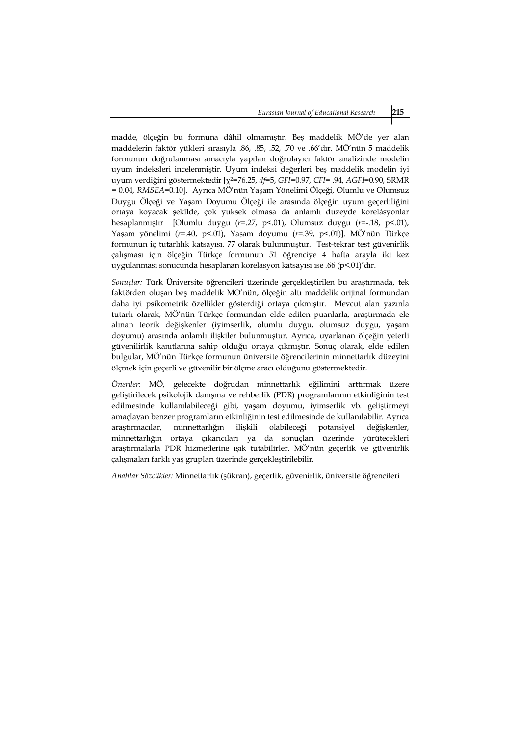madde, ölçeğin bu formuna dâhil olmamıştır. Beş maddelik MÖ'de yer alan maddelerin faktör yükleri sırasıyla .86, .85, .52, .70 ve .66'dır. MÖ'nün 5 maddelik formunun doğrulanması amacıyla yapılan doğrulayıcı faktör analizinde modelin uyum indeksleri incelenmiştir. Uyum indeksi değerleri beş maddelik modelin iyi uyum verdiğini göstermektedir [$\chi^2$=76.25, *df*=5, *GFI*=0.97, *CFI*= .94, *AGFI*=0.90, SRMR = 0.04, *RMSEA*=0.10]. Ayrıca MÖ'nün Yaşam Yönelimi Ölçeği, Olumlu ve Olumsuz Duygu Ölçeği ve Yaşam Doyumu Ölçeği ile arasında ölçeğin uyum geçerliliğini ortaya koyacak şekilde, çok yüksek olmasa da anlamlı düzeyde korelâsyonlar hesaplanmıştır [Olumlu duygu (*r*=.27, $p<.01$), Olumsuz duygu (*r*=-.18, $p<.01$), Yaşam yönelimi (*r*=.40, $p<.01$), Yaşam doyumu (*r*=.39, $p<.01$)]. MÖ'nün Türkçe formunun iç tutarlılık katsayısı. 77 olarak bulunmuştur. Test-tekrar test güvenirlik çalışması için ölçeğin Türkçe formunun 51 öğrenciye 4 hafta arayla iki kez uygulanması sonucunda hesaplanan korelasyon katsayısı ise .66 ($p<.01$)'dır.

*Sonuçlar:* Türk Üniversite öğrencileri üzerinde gerçekleştirilen bu araştırmada, tek faktörden oluşan beş maddelik MÖ'nün, ölçeğin altı maddelik orijinal formundan daha iyi psikometrik özellikler gösterdiği ortaya çıkmıştır. Mevcut alan yazınla tutarlı olarak, MÖ'nün Türkçe formundan elde edilen puanlarla, araştırmada ele alınan teorik değişkenler (iyimserlik, olumlu duygu, olumsuz duygu, yaşam doyumu) arasında anlamlı ilişkiler bulunmuştur. Ayrıca, uyarlanan ölçeğin yeterli güvenilirlik kanıtlarına sahip olduğu ortaya çıkmıştır. Sonuç olarak, elde edilen bulgular, MÖ'nün Türkçe formunun üniversite öğrencilerinin minnettarlık düzeyini ölçmek için geçerli ve güvenilir bir ölçme aracı olduğunu göstermektedir.

*Öneriler*: MÖ, gelecekte doğrudan minnettarlık eğilimini arttırmak üzere geliştirilecek psikolojik danışma ve rehberlik (PDR) programlarının etkinliğinin test edilmesinde kullanılabileceği gibi, yaşam doyumu, iyimserlik vb. geliştirmeyi amaçlayan benzer programların etkinliğinin test edilmesinde de kullanılabilir. Ayrıca araştırmacılar, minnettarlığın ilişkili olabileceği potansiyel değişkenler, minnettarlığın ortaya çıkarıcıları ya da sonuçları üzerinde yürütecekleri araştırmalarla PDR hizmetlerine ışık tutabilirler. MÖ'nün geçerlik ve güvenirlik çalışmaları farklı yaş grupları üzerinde gerçekleştirilebilir.

*Anahtar Sözcükler:* Minnettarlık (şükran), geçerlik, güvenirlik, üniversite öğrencileri